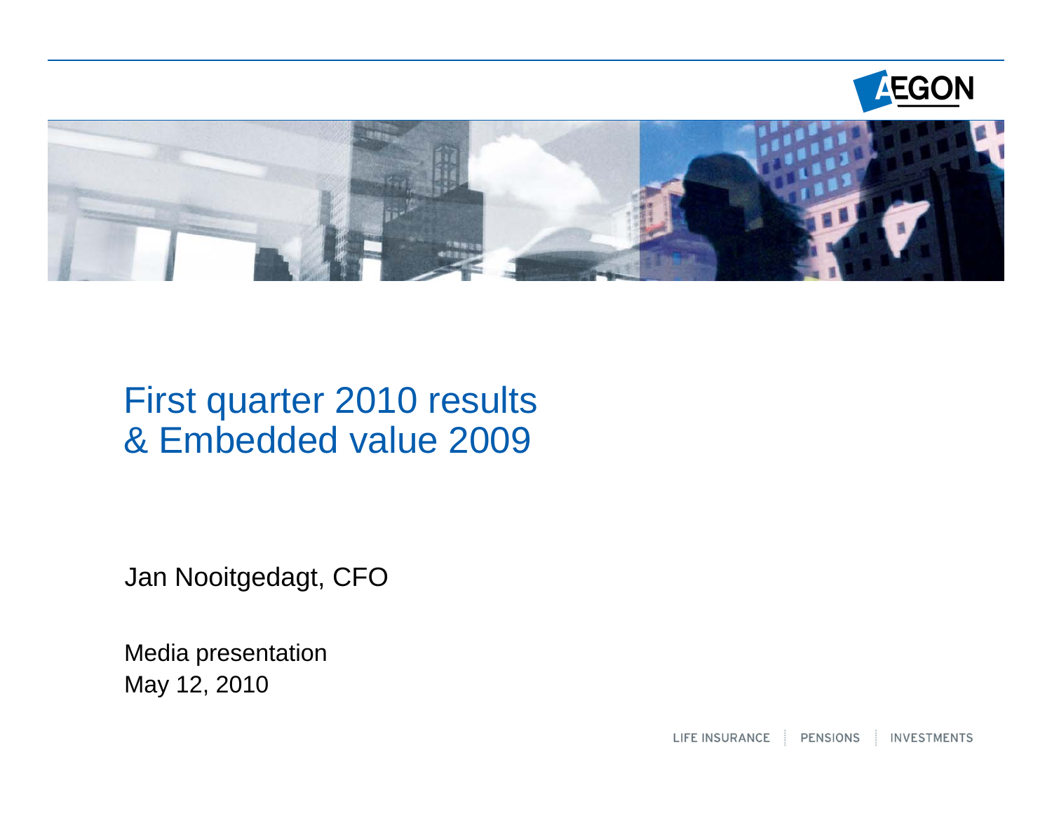# First quarter 2010 results & Embedded value 2009

Jan Nooitgedagt, CFO

Media presentation
May 12, 2010

LIFE INSURANCE | PENSIONS | INVESTMENTS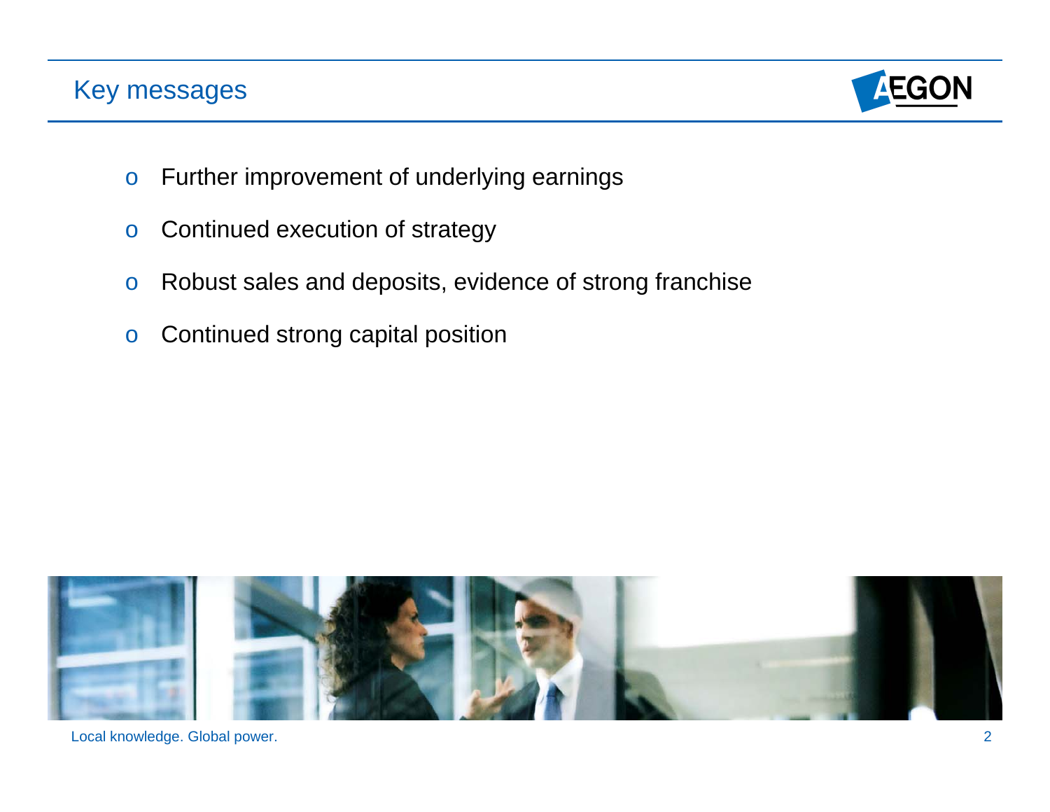# Key messages

- Further improvement of underlying earnings
- Continued execution of strategy
- Robust sales and deposits, evidence of strong franchise
- Continued strong capital position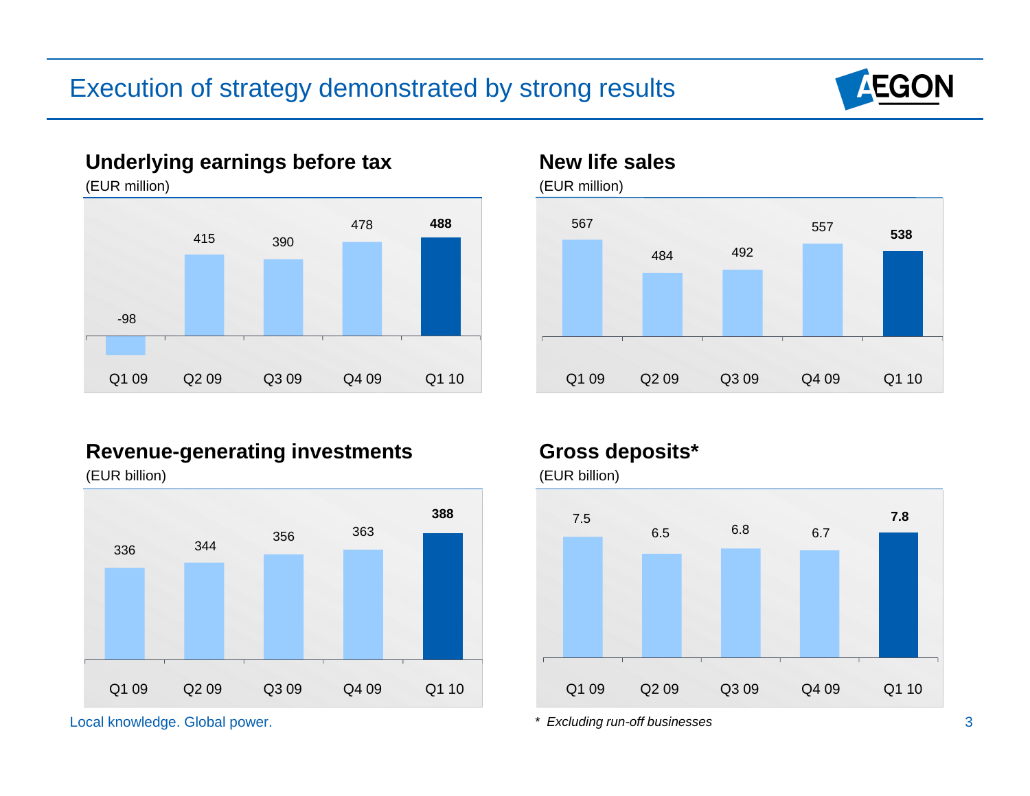# Execution of strategy demonstrated by strong results

## Underlying earnings before tax

(EUR million)

| Q1 09 | Q2 09 | Q3 09 | Q4 09 | Q1 10 |
|---|---|---|---|---|
| -98 | 415 | 390 | 478 | **488** |

## New life sales

(EUR million)

| Q1 09 | Q2 09 | Q3 09 | Q4 09 | Q1 10 |
|---|---|---|---|---|
| 567 | 484 | 492 | 557 | **538** |

## Revenue-generating investments

(EUR billion)

| Q1 09 | Q2 09 | Q3 09 | Q4 09 | Q1 10 |
|---|---|---|---|---|
| 336 | 344 | 356 | 363 | **388** |

## Gross deposits*

(EUR billion)

| Q1 09 | Q2 09 | Q3 09 | Q4 09 | Q1 10 |
|---|---|---|---|---|
| 7.5 | 6.5 | 6.8 | 6.7 | **7.8** |

\* *Excluding run-off businesses*

Local knowledge. Global power.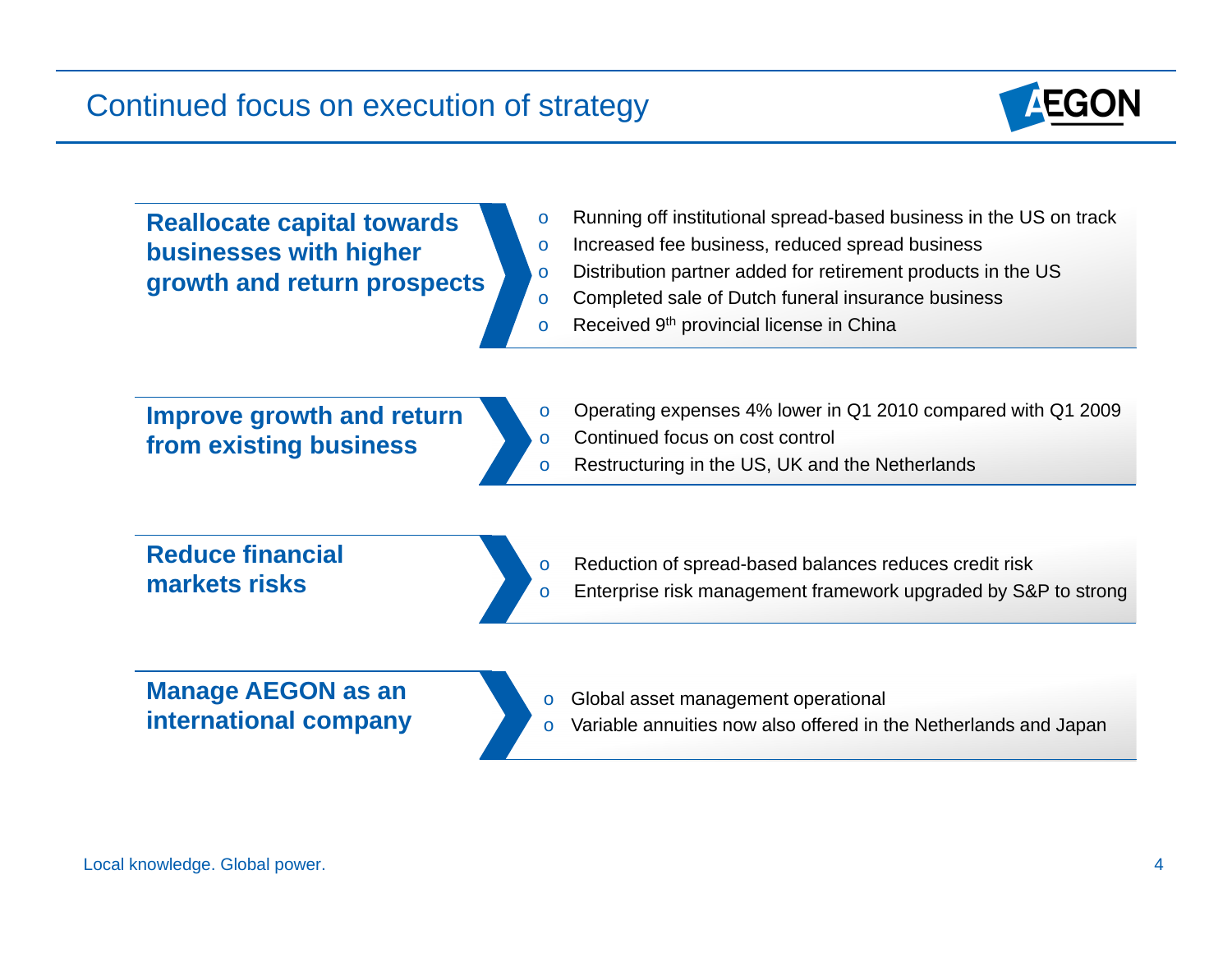# Continued focus on execution of strategy

**Reallocate capital towards businesses with higher growth and return prospects**

- Running off institutional spread-based business in the US on track
- Increased fee business, reduced spread business
- Distribution partner added for retirement products in the US
- Completed sale of Dutch funeral insurance business
- Received 9th provincial license in China

**Improve growth and return from existing business**

- Operating expenses 4% lower in Q1 2010 compared with Q1 2009
- Continued focus on cost control
- Restructuring in the US, UK and the Netherlands

**Reduce financial markets risks**

- Reduction of spread-based balances reduces credit risk
- Enterprise risk management framework upgraded by S&P to strong

**Manage AEGON as an international company**

- Global asset management operational
- Variable annuities now also offered in the Netherlands and Japan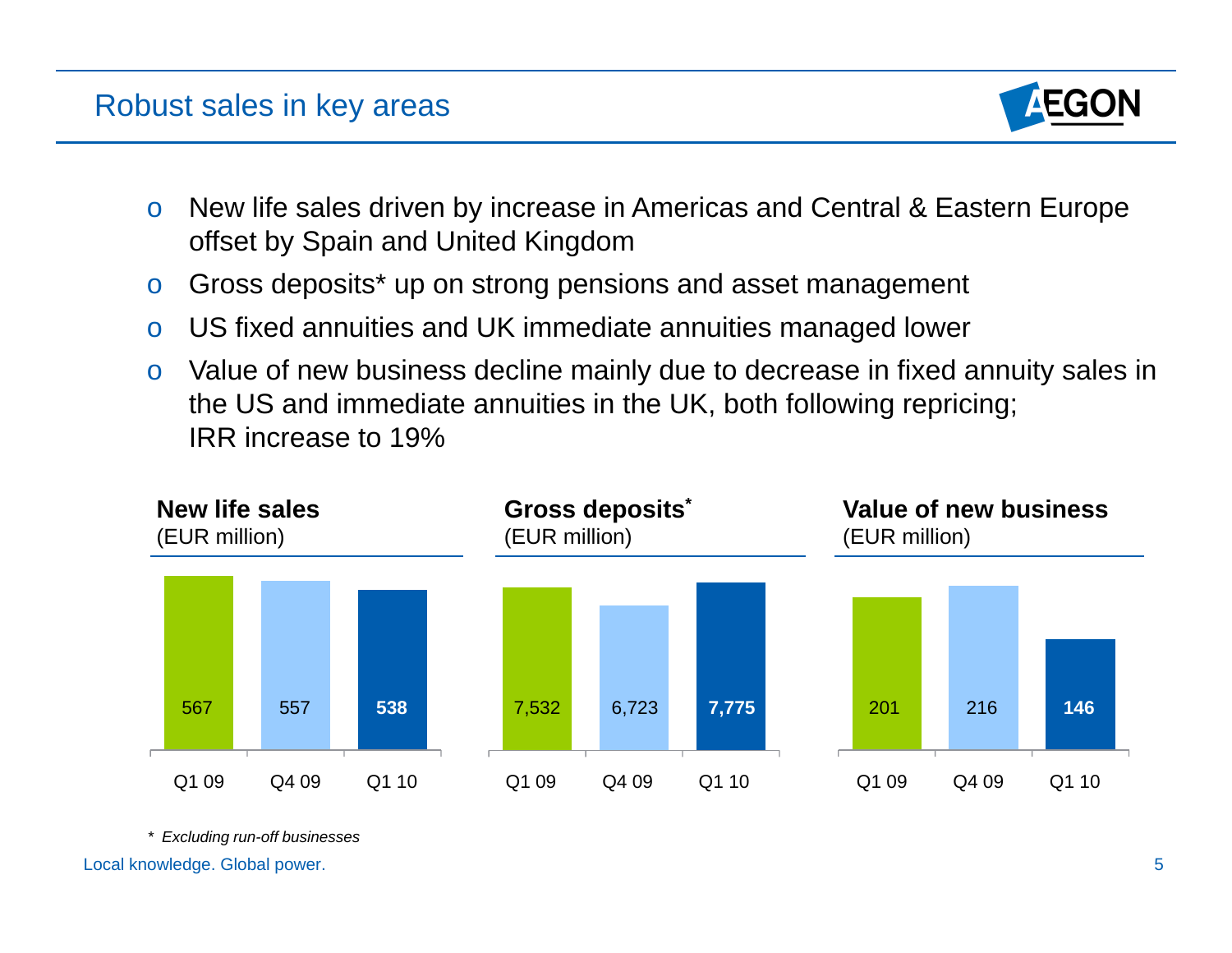# Robust sales in key areas

- New life sales driven by increase in Americas and Central & Eastern Europe offset by Spain and United Kingdom
- Gross deposits* up on strong pensions and asset management
- US fixed annuities and UK immediate annuities managed lower
- Value of new business decline mainly due to decrease in fixed annuity sales in the US and immediate annuities in the UK, both following repricing; IRR increase to 19%

**New life sales**
(EUR million)

| Q1 09 | Q4 09 | Q1 10 |
|---|---|---|
| 567 | 557 | **538** |

**Gross deposits***
(EUR million)

| Q1 09 | Q4 09 | Q1 10 |
|---|---|---|
| 7,532 | 6,723 | **7,775** |

**Value of new business**
(EUR million)

| Q1 09 | Q4 09 | Q1 10 |
|---|---|---|
| 201 | 216 | **146** |

\* *Excluding run-off businesses*

Local knowledge. Global power.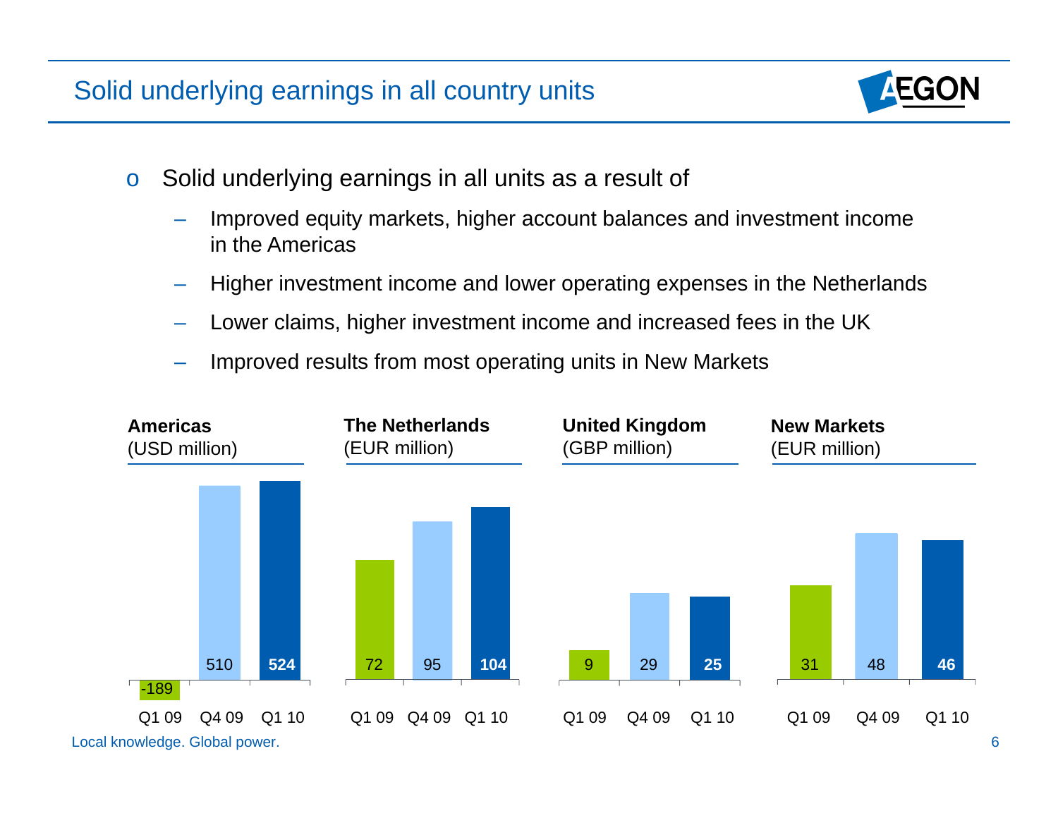# Solid underlying earnings in all country units

- Solid underlying earnings in all units as a result of
  - Improved equity markets, higher account balances and investment income in the Americas
  - Higher investment income and lower operating expenses in the Netherlands
  - Lower claims, higher investment income and increased fees in the UK
  - Improved results from most operating units in New Markets

| | Q1 09 | Q4 09 | Q1 10 |
|---|---|---|---|
| **Americas** (USD million) | -189 | 510 | **524** |
| **The Netherlands** (EUR million) | 72 | 95 | **104** |
| **United Kingdom** (GBP million) | 9 | 29 | **25** |
| **New Markets** (EUR million) | 31 | 48 | **46** |

Local knowledge. Global power.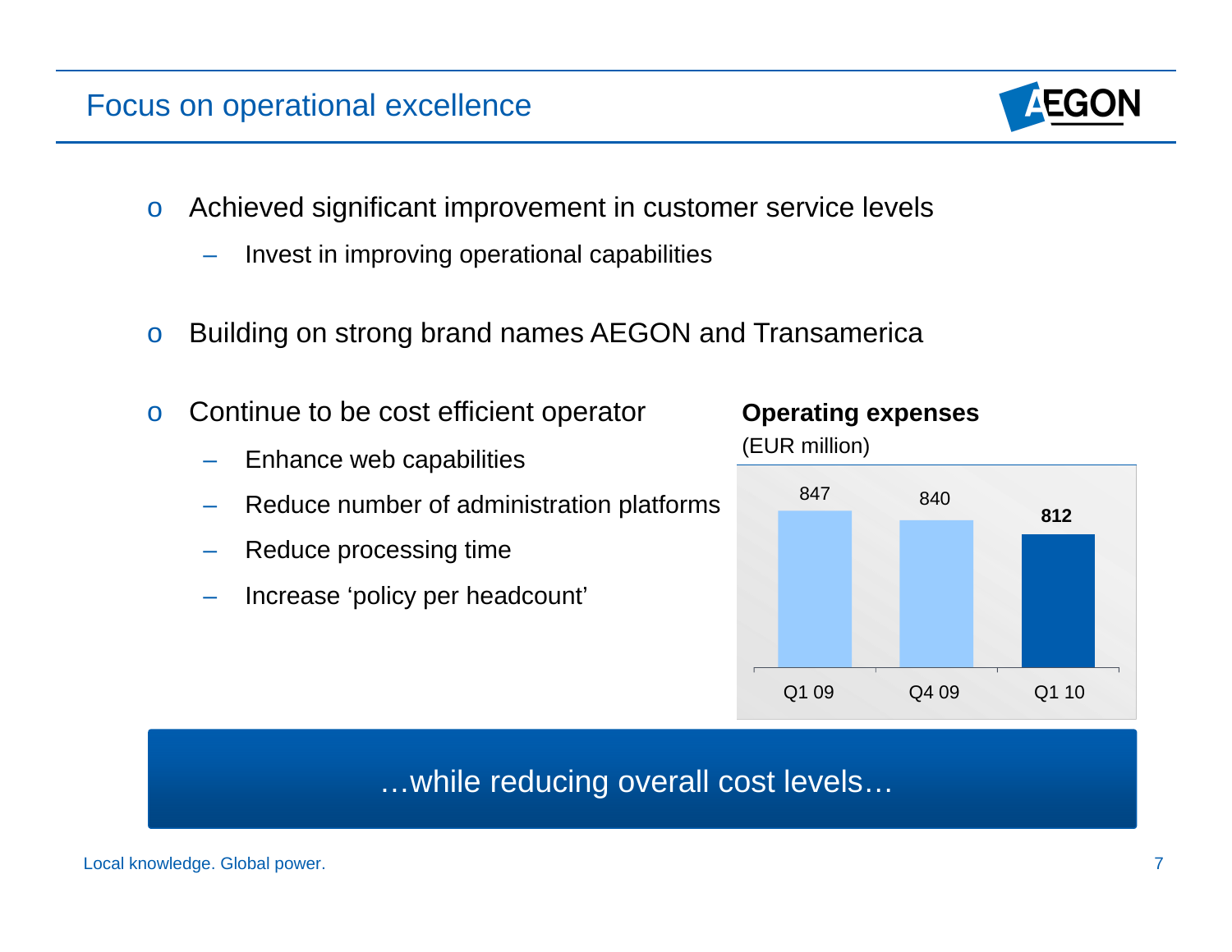# Focus on operational excellence

- Achieved significant improvement in customer service levels
  - Invest in improving operational capabilities
- Building on strong brand names AEGON and Transamerica
- Continue to be cost efficient operator
  - Enhance web capabilities
  - Reduce number of administration platforms
  - Reduce processing time
  - Increase 'policy per headcount'

**Operating expenses**
(EUR million)

| Q1 09 | Q4 09 | Q1 10 |
|---|---|---|
| 847 | 840 | **812** |

…while reducing overall cost levels…

Local knowledge. Global power.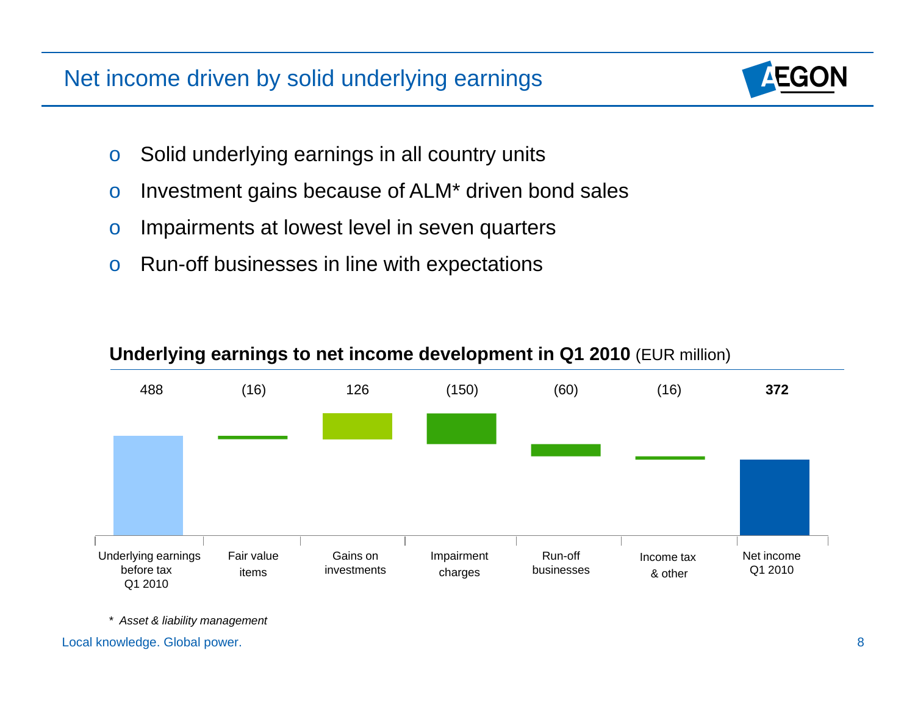# Net income driven by solid underlying earnings

- Solid underlying earnings in all country units
- Investment gains because of ALM* driven bond sales
- Impairments at lowest level in seven quarters
- Run-off businesses in line with expectations

**Underlying earnings to net income development in Q1 2010** (EUR million)

| Underlying earnings before tax Q1 2010 | Fair value items | Gains on investments | Impairment charges | Run-off businesses | Income tax & other | Net income Q1 2010 |
|---|---|---|---|---|---|---|
| 488 | (16) | 126 | (150) | (60) | (16) | **372** |

*  *Asset & liability management*

Local knowledge. Global power.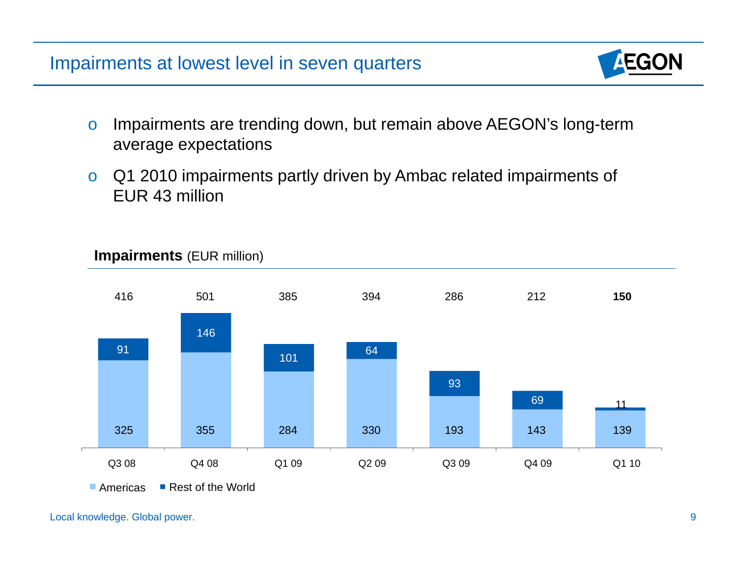# Impairments at lowest level in seven quarters

- Impairments are trending down, but remain above AEGON's long-term average expectations
- Q1 2010 impairments partly driven by Ambac related impairments of EUR 43 million

**Impairments** (EUR million)

| | Q3 08 | Q4 08 | Q1 09 | Q2 09 | Q3 09 | Q4 09 | Q1 10 |
|---|---|---|---|---|---|---|---|
| Americas | 325 | 355 | 284 | 330 | 193 | 143 | 139 |
| Rest of the World | 91 | 146 | 101 | 64 | 93 | 69 | 11 |
| Total | 416 | 501 | 385 | 394 | 286 | 212 | **150** |

Local knowledge. Global power.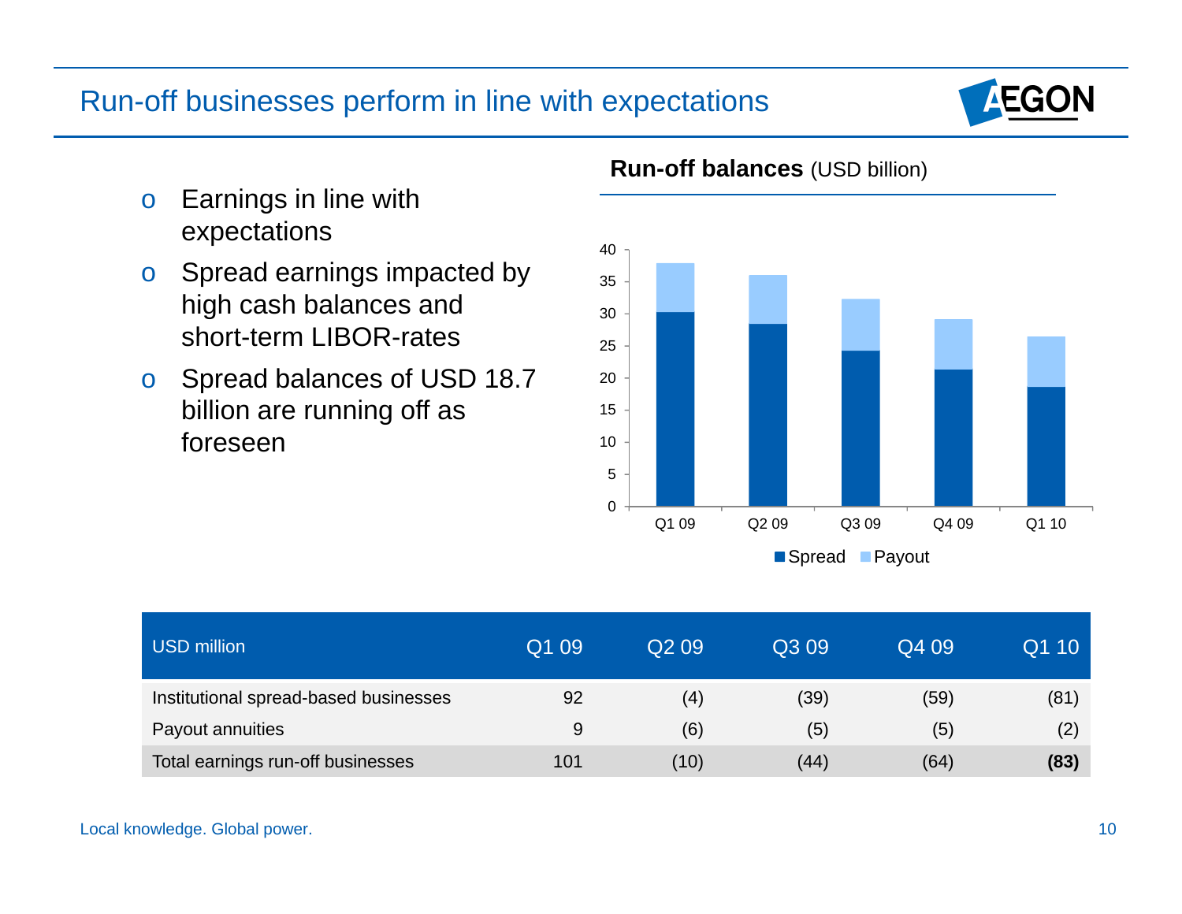# Run-off businesses perform in line with expectations

- Earnings in line with expectations
- Spread earnings impacted by high cash balances and short-term LIBOR-rates
- Spread balances of USD 18.7 billion are running off as foreseen

**Run-off balances** (USD billion)

| | Q1 09 | Q2 09 | Q3 09 | Q4 09 | Q1 10 |
|---|---|---|---|---|---|
| Spread | ~30 | ~28 | ~24 | ~21 | ~18.7 |
| Payout | ~8 | ~8 | ~8 | ~8 | ~8 |

| USD million | Q1 09 | Q2 09 | Q3 09 | Q4 09 | Q1 10 |
|---|---|---|---|---|---|
| Institutional spread-based businesses | 92 | (4) | (39) | (59) | (81) |
| Payout annuities | 9 | (6) | (5) | (5) | (2) |
| Total earnings run-off businesses | 101 | (10) | (44) | (64) | **(83)** |

Local knowledge. Global power.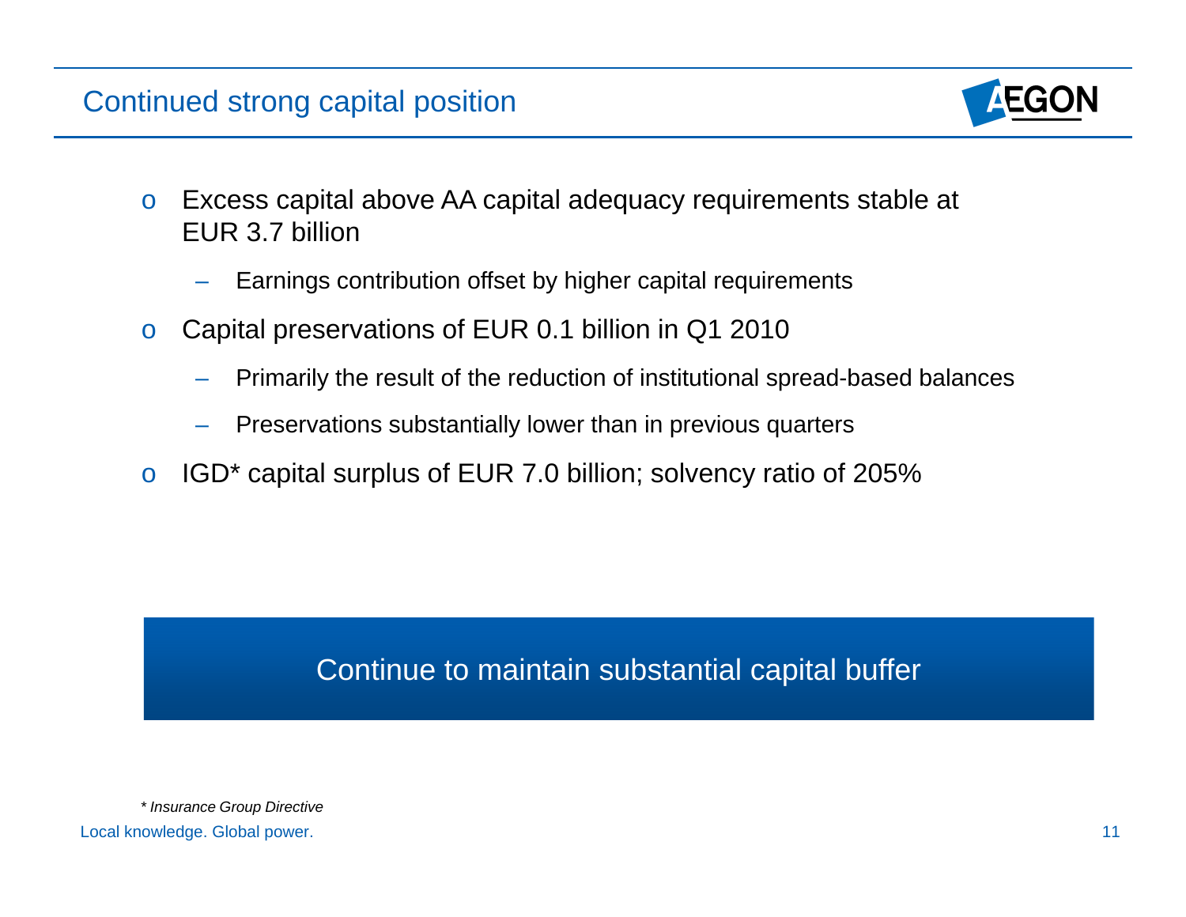# Continued strong capital position

- Excess capital above AA capital adequacy requirements stable at EUR 3.7 billion
  - Earnings contribution offset by higher capital requirements
- Capital preservations of EUR 0.1 billion in Q1 2010
  - Primarily the result of the reduction of institutional spread-based balances
  - Preservations substantially lower than in previous quarters
- IGD* capital surplus of EUR 7.0 billion; solvency ratio of 205%

**Continue to maintain substantial capital buffer**

*\* Insurance Group Directive*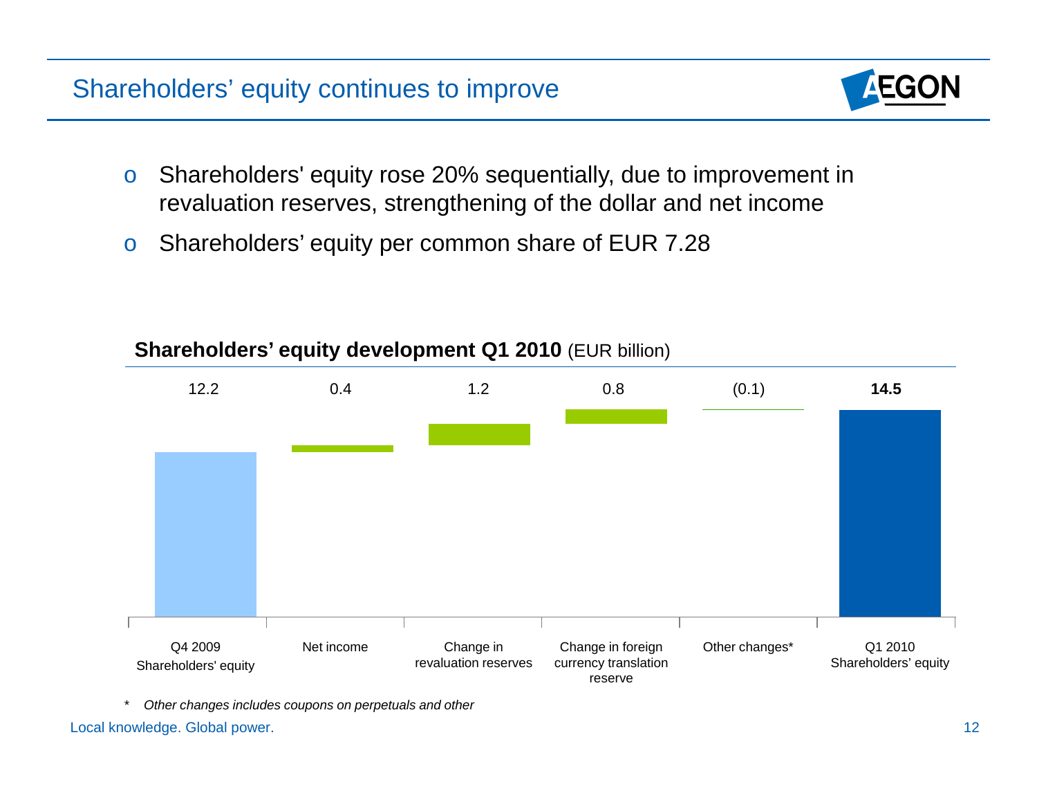# Shareholders' equity continues to improve

- Shareholders' equity rose 20% sequentially, due to improvement in revaluation reserves, strengthening of the dollar and net income
- Shareholders' equity per common share of EUR 7.28

**Shareholders' equity development Q1 2010** (EUR billion)

| Q4 2009 Shareholders' equity | Net income | Change in revaluation reserves | Change in foreign currency translation reserve | Other changes* | Q1 2010 Shareholders' equity |
|---|---|---|---|---|---|
| 12.2 | 0.4 | 1.2 | 0.8 | (0.1) | **14.5** |

\* *Other changes includes coupons on perpetuals and other*

Local knowledge. Global power.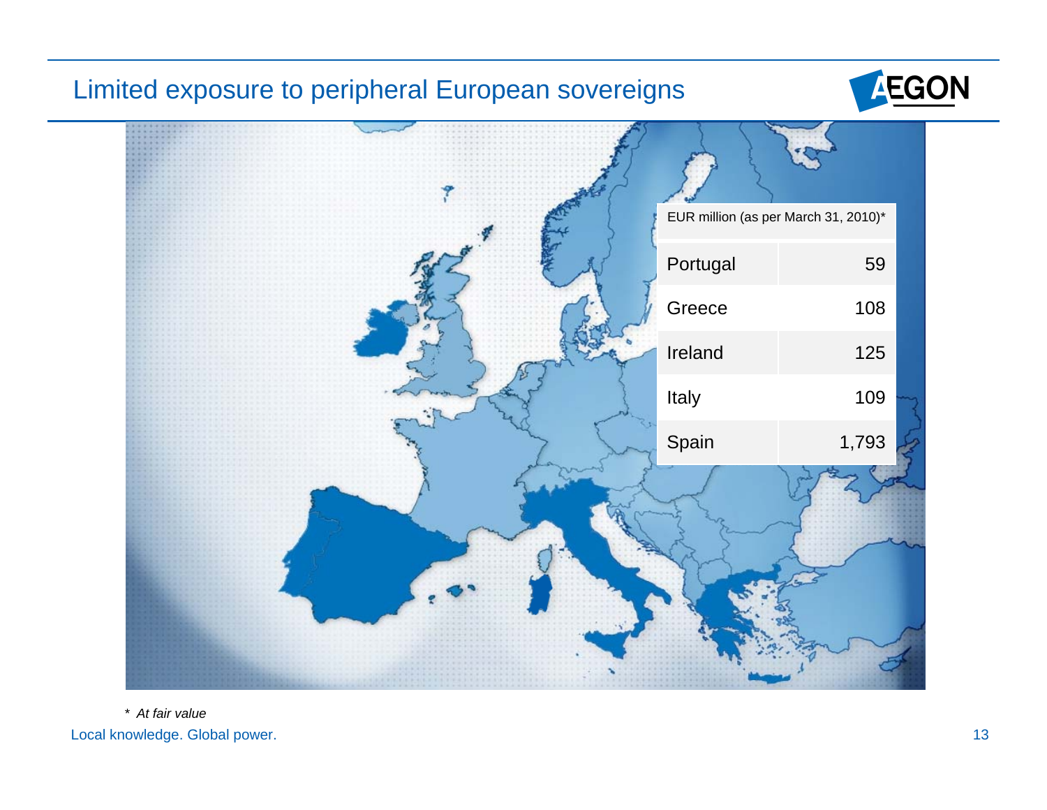# Limited exposure to peripheral European sovereigns

| EUR million (as per March 31, 2010)* | |
|---|---|
| Portugal | 59 |
| Greece | 108 |
| Ireland | 125 |
| Italy | 109 |
| Spain | 1,793 |

*At fair value*

Local knowledge. Global power.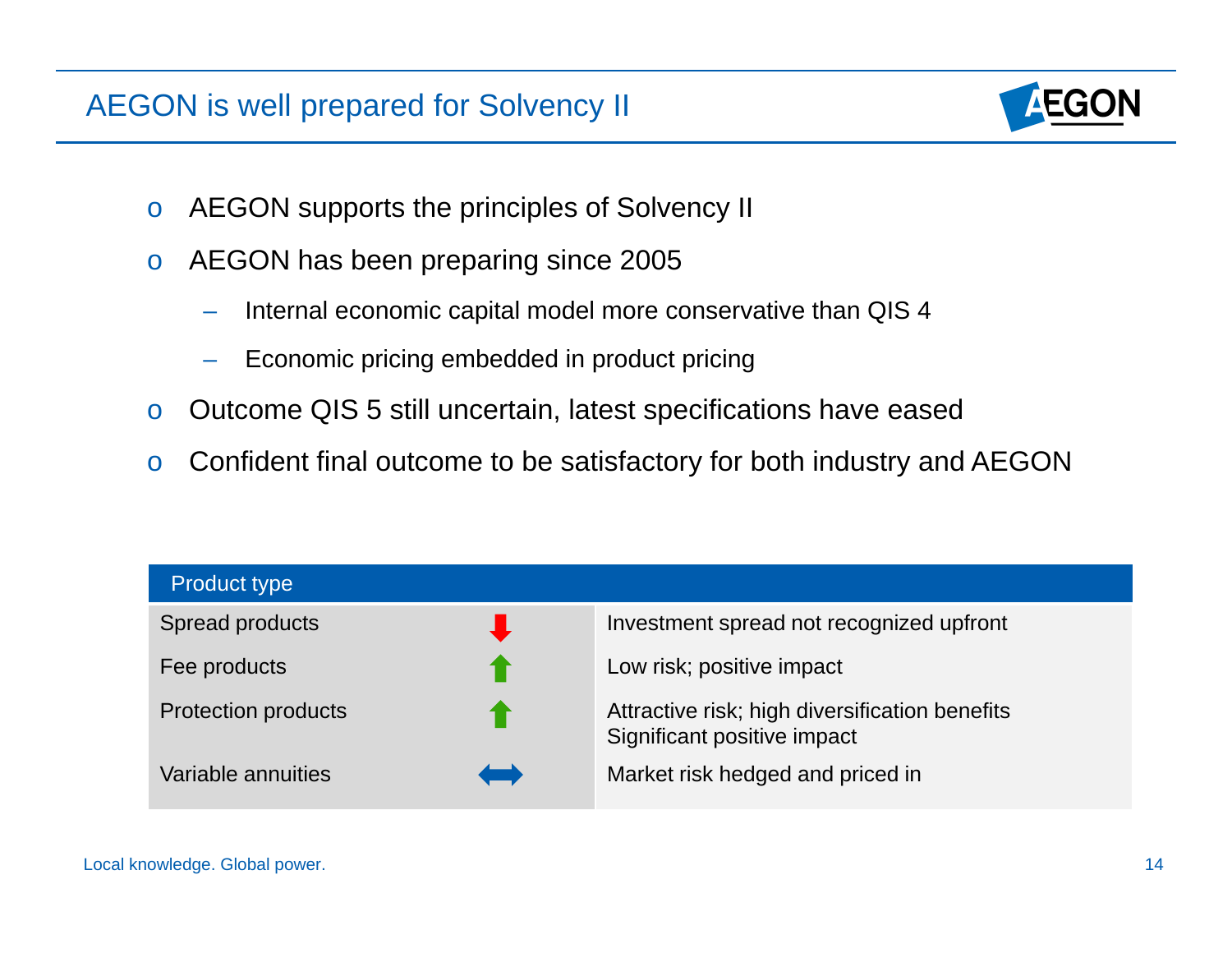# AEGON is well prepared for Solvency II

- AEGON supports the principles of Solvency II
- AEGON has been preparing since 2005
  - Internal economic capital model more conservative than QIS 4
  - Economic pricing embedded in product pricing
- Outcome QIS 5 still uncertain, latest specifications have eased
- Confident final outcome to be satisfactory for both industry and AEGON

| Product type | | |
|---|---|---|
| Spread products | ⬇ | Investment spread not recognized upfront |
| Fee products | ⬆ | Low risk; positive impact |
| Protection products | ⬆ | Attractive risk; high diversification benefits<br>Significant positive impact |
| Variable annuities | ⬌ | Market risk hedged and priced in |

Local knowledge. Global power.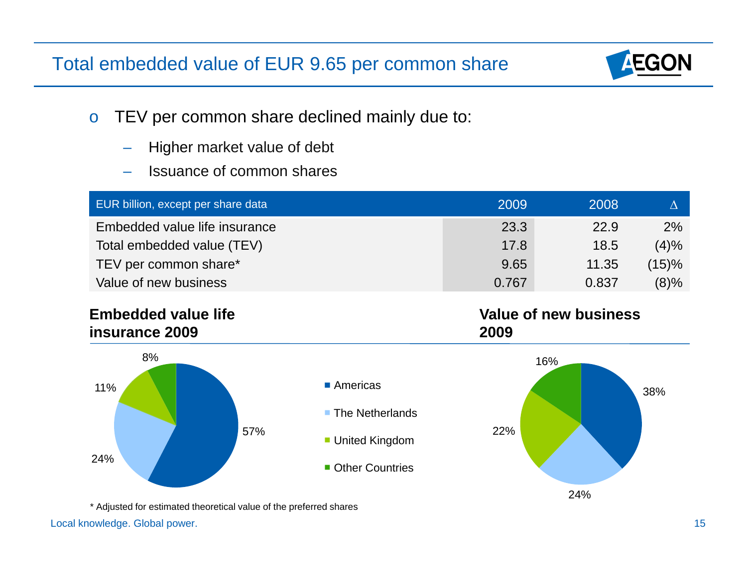# Total embedded value of EUR 9.65 per common share

- TEV per common share declined mainly due to:
  - Higher market value of debt
  - Issuance of common shares

| EUR billion, except per share data | 2009 | 2008 | ∆ |
|---|---|---|---|
| Embedded value life insurance | 23.3 | 22.9 | 2% |
| Total embedded value (TEV) | 17.8 | 18.5 | (4)% |
| TEV per common share* | 9.65 | 11.35 | (15)% |
| Value of new business | 0.767 | 0.837 | (8)% |

**Embedded value life insurance 2009**

- Americas: 57%
- The Netherlands: 24%
- United Kingdom: 11%
- Other Countries: 8%

**Value of new business 2009**

- Americas: 38%
- The Netherlands: 24%
- United Kingdom: 22%
- Other Countries: 16%

\* Adjusted for estimated theoretical value of the preferred shares

Local knowledge. Global power.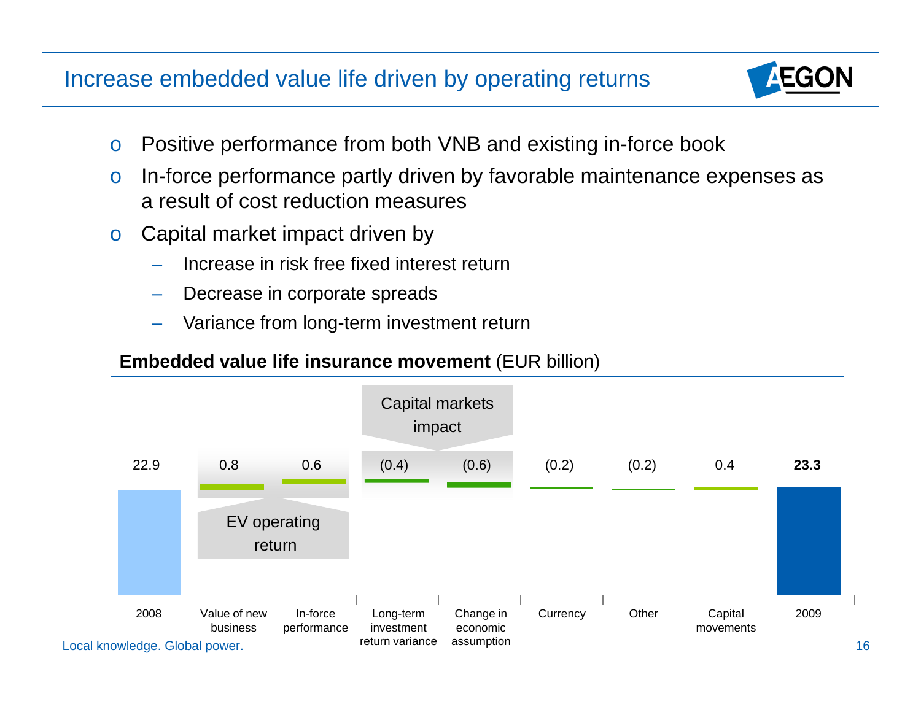# Increase embedded value life driven by operating returns

- Positive performance from both VNB and existing in-force book
- In-force performance partly driven by favorable maintenance expenses as a result of cost reduction measures
- Capital market impact driven by
  - Increase in risk free fixed interest return
  - Decrease in corporate spreads
  - Variance from long-term investment return

**Embedded value life insurance movement** (EUR billion)

| 2008 | Value of new business | In-force performance | Long-term investment return variance | Change in economic assumption | Currency | Other | Capital movements | 2009 |
|---|---|---|---|---|---|---|---|---|
| 22.9 | 0.8 | 0.6 | (0.4) | (0.6) | (0.2) | (0.2) | 0.4 | **23.3** |
| | EV operating return | | Capital markets impact | | | | | |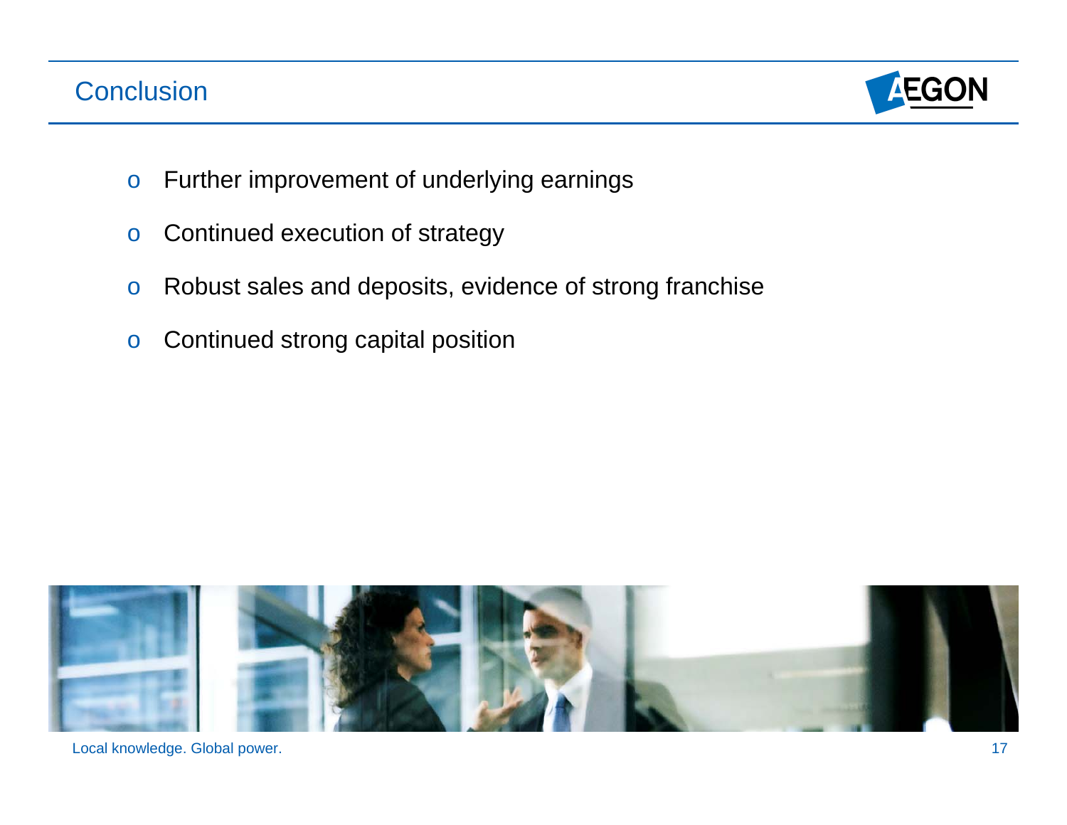# Conclusion

- Further improvement of underlying earnings
- Continued execution of strategy
- Robust sales and deposits, evidence of strong franchise
- Continued strong capital position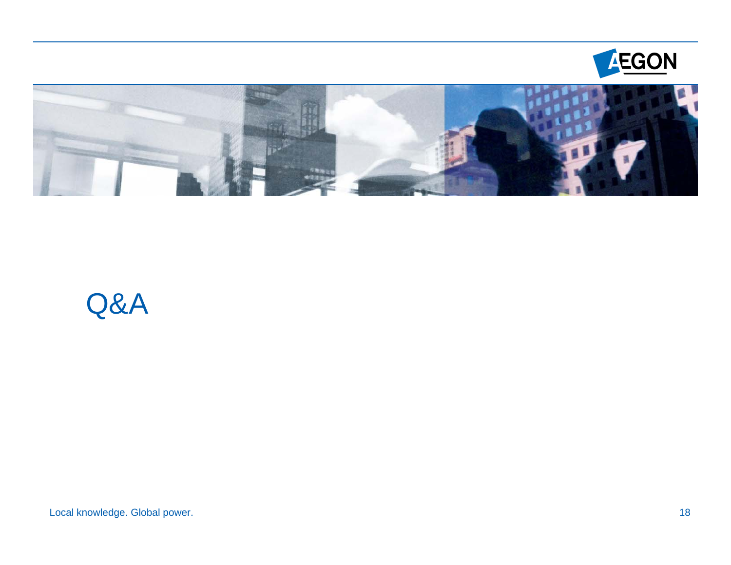# Q&A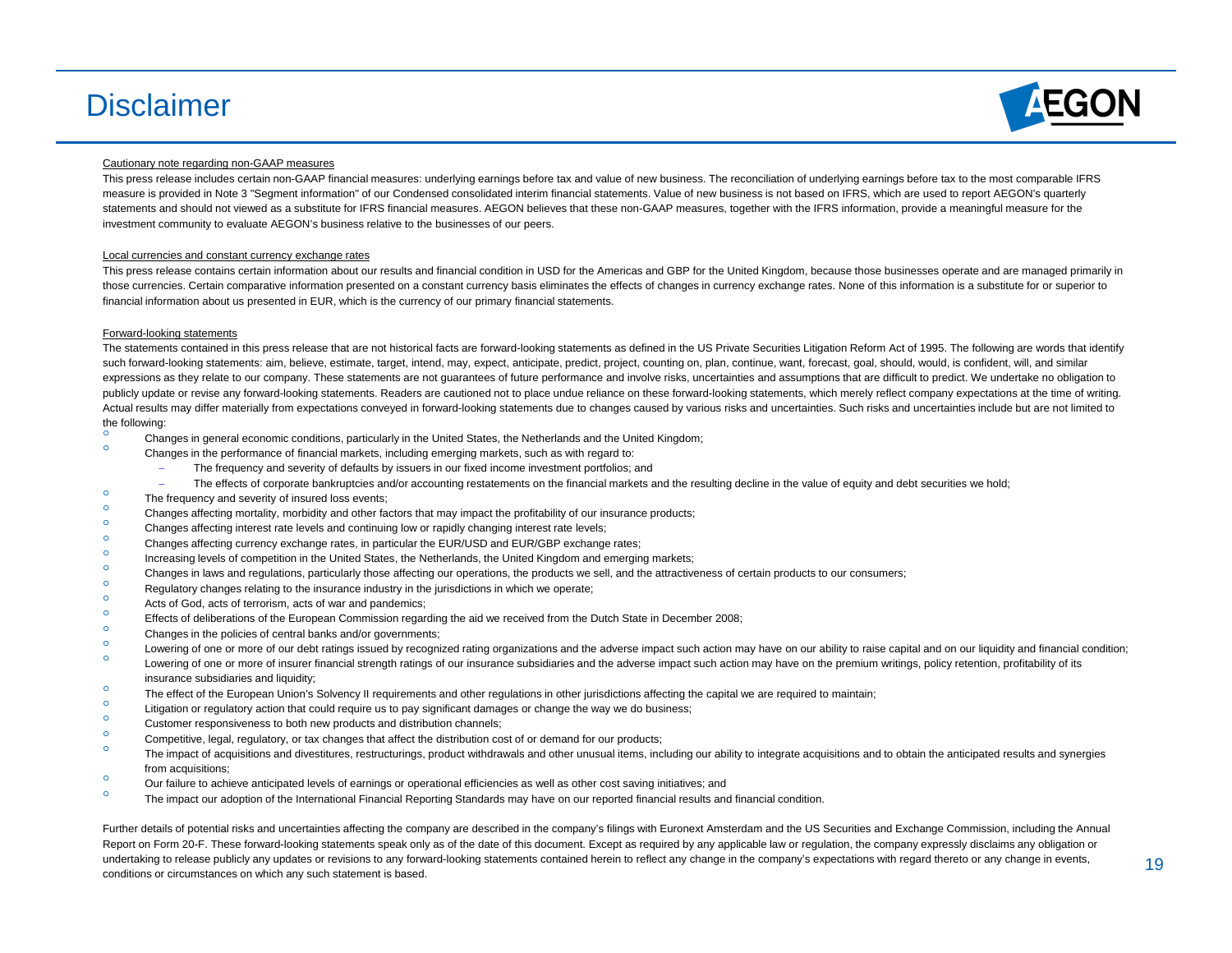# Disclaimer

Cautionary note regarding non-GAAP measures

This press release includes certain non-GAAP financial measures: underlying earnings before tax and value of new business. The reconciliation of underlying earnings before tax to the most comparable IFRS measure is provided in Note 3 "Segment information" of our Condensed consolidated interim financial statements. Value of new business is not based on IFRS, which are used to report AEGON's quarterly statements and should not viewed as a substitute for IFRS financial measures. AEGON believes that these non-GAAP measures, together with the IFRS information, provide a meaningful measure for the investment community to evaluate AEGON's business relative to the businesses of our peers.

Local currencies and constant currency exchange rates

This press release contains certain information about our results and financial condition in USD for the Americas and GBP for the United Kingdom, because those businesses operate and are managed primarily in those currencies. Certain comparative information presented on a constant currency basis eliminates the effects of changes in currency exchange rates. None of this information is a substitute for or superior to financial information about us presented in EUR, which is the currency of our primary financial statements.

Forward-looking statements

The statements contained in this press release that are not historical facts are forward-looking statements as defined in the US Private Securities Litigation Reform Act of 1995. The following are words that identify such forward-looking statements: aim, believe, estimate, target, intend, may, expect, anticipate, predict, project, counting on, plan, continue, want, forecast, goal, should, would, is confident, will, and similar expressions as they relate to our company. These statements are not guarantees of future performance and involve risks, uncertainties and assumptions that are difficult to predict. We undertake no obligation to publicly update or revise any forward-looking statements. Readers are cautioned not to place undue reliance on these forward-looking statements, which merely reflect company expectations at the time of writing. Actual results may differ materially from expectations conveyed in forward-looking statements due to changes caused by various risks and uncertainties. Such risks and uncertainties include but are not limited to the following:

- Changes in general economic conditions, particularly in the United States, the Netherlands and the United Kingdom;
- Changes in the performance of financial markets, including emerging markets, such as with regard to:
  - The frequency and severity of defaults by issuers in our fixed income investment portfolios; and
  - The effects of corporate bankruptcies and/or accounting restatements on the financial markets and the resulting decline in the value of equity and debt securities we hold;
- The frequency and severity of insured loss events;
- Changes affecting mortality, morbidity and other factors that may impact the profitability of our insurance products;
- Changes affecting interest rate levels and continuing low or rapidly changing interest rate levels;
- Changes affecting currency exchange rates, in particular the EUR/USD and EUR/GBP exchange rates;
- Increasing levels of competition in the United States, the Netherlands, the United Kingdom and emerging markets;
- Changes in laws and regulations, particularly those affecting our operations, the products we sell, and the attractiveness of certain products to our consumers;
- Regulatory changes relating to the insurance industry in the jurisdictions in which we operate;
- Acts of God, acts of terrorism, acts of war and pandemics;
- Effects of deliberations of the European Commission regarding the aid we received from the Dutch State in December 2008;
- Changes in the policies of central banks and/or governments;
- Lowering of one or more of our debt ratings issued by recognized rating organizations and the adverse impact such action may have on our ability to raise capital and on our liquidity and financial condition;
- Lowering of one or more of insurer financial strength ratings of our insurance subsidiaries and the adverse impact such action may have on the premium writings, policy retention, profitability of its insurance subsidiaries and liquidity;
- The effect of the European Union's Solvency II requirements and other regulations in other jurisdictions affecting the capital we are required to maintain;
- Litigation or regulatory action that could require us to pay significant damages or change the way we do business;
- Customer responsiveness to both new products and distribution channels;
- Competitive, legal, regulatory, or tax changes that affect the distribution cost of or demand for our products;
- The impact of acquisitions and divestitures, restructurings, product withdrawals and other unusual items, including our ability to integrate acquisitions and to obtain the anticipated results and synergies from acquisitions;
- Our failure to achieve anticipated levels of earnings or operational efficiencies as well as other cost saving initiatives; and
- The impact our adoption of the International Financial Reporting Standards may have on our reported financial results and financial condition.

Further details of potential risks and uncertainties affecting the company are described in the company's filings with Euronext Amsterdam and the US Securities and Exchange Commission, including the Annual Report on Form 20-F. These forward-looking statements speak only as of the date of this document. Except as required by any applicable law or regulation, the company expressly disclaims any obligation or undertaking to release publicly any updates or revisions to any forward-looking statements contained herein to reflect any change in the company's expectations with regard thereto or any change in events, conditions or circumstances on which any such statement is based.